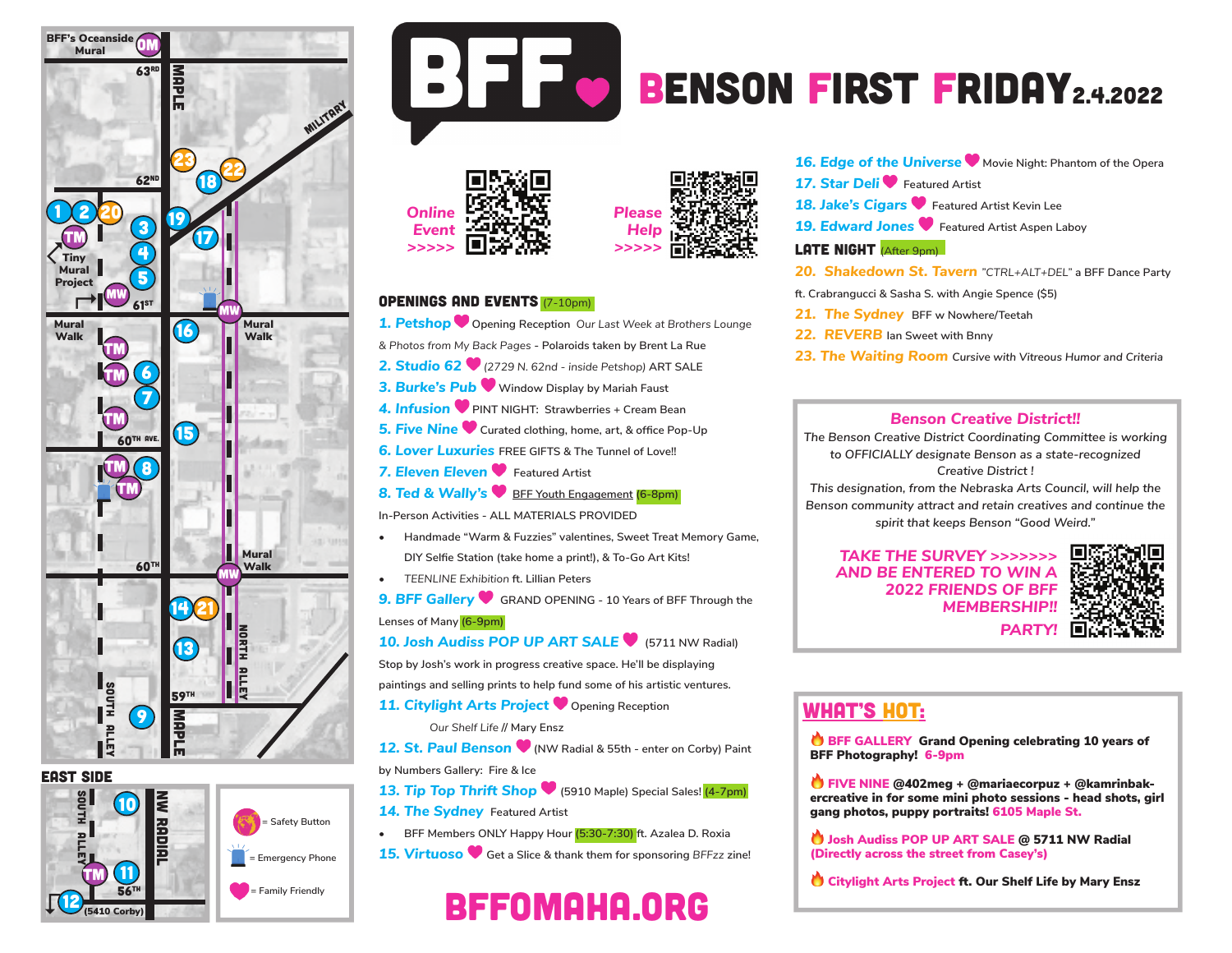# BFF BENSON FIRST FRIDAY 2.4.2022

Online Event >>>>>

Please Help >>>>>

## OPENINGS AND EVENTS (7-10pm)

**1. Petshop** Opening Reception *Our Last Week at Brothers Lounge & Photos from My Back Pages* - Polaroids taken by Brent La Rue

**2. Studio 62** *(2729 N. 62nd - inside Petshop)* ART SALE

**3. Burke's Pub** Window Display by Mariah Faust

**4. Infusion** PINT NIGHT: Strawberries + Cream Bean

**5. Five Nine** Curated clothing, home, art, & office Pop-Up

**6. Lover Luxuries** FREE GIFTS & The Tunnel of Love!!

**7. Eleven Eleven** Featured Artist

**8. Ted & Wally's** BFF Youth Engagement (6-8pm)

In-Person Activities - ALL MATERIALS PROVIDED

- Handmade "Warm & Fuzzies" valentines, Sweet Treat Memory Game, DIY Selfie Station (take home a print!), & To-Go Art Kits!
- *TEENLINE Exhibition* ft. Lillian Peters

**9. BFF Gallery** GRAND OPENING - 10 Years of BFF Through the Lenses of Many (6-9pm)

**10. Josh Audiss POP UP ART SALE** (5711 NW Radial)

Stop by Josh's work in progress creative space. He'll be displaying paintings and selling prints to help fund some of his artistic ventures.

**11. Citylight Arts Project** Opening Reception

Our Shelf Life // Mary Ensz

**12. St. Paul Benson** (NW Radial & 55th - enter on Corby) Paint by Numbers Gallery: Fire & Ice

**13. Tip Top Thrift Shop** (5910 Maple) Special Sales! (4-7pm)

**14. The Sydney** Featured Artist

- BFF Members ONLY Happy Hour (5:30-7:30) ft. Azalea D. Roxia

**15. Virtuoso** Get a Slice & thank them for sponsoring *BFFzz* zine!

**16. Edge of the Universe** Movie Night: Phantom of the Opera

**17. Star Deli** Featured Artist

**18. Jake's Cigars** Featured Artist Kevin Lee

**19. Edward Jones** Featured Artist Aspen Laboy

## LATE NIGHT (After 9pm)

**20. Shakedown St. Tavern** *"CTRL+ALT+DEL"* a BFF Dance Party ft. Crabrangucci & Sasha S. with Angie Spence ($5)

**21. The Sydney** BFF w Nowhere/Teetah

**22. REVERB** Ian Sweet with Bnny

**23. The Waiting Room** Cursive with Vitreous Humor and Criteria

## Benson Creative District!!

*The Benson Creative District Coordinating Committee is working to OFFICIALLY designate Benson as a state-recognized Creative District !*

*This designation, from the Nebraska Arts Council, will help the Benson community attract and retain creatives and continue the spirit that keeps Benson "Good Weird."*

**TAKE THE SURVEY >>>>>>> AND BE ENTERED TO WIN A 2022 FRIENDS OF BFF MEMBERSHIP!! PARTY!**

## WHAT'S HOT:

**BFF GALLERY Grand Opening celebrating 10 years of BFF Photography! 6-9pm**

**FIVE NINE @402meg + @mariaecorpuz + @kamrinbak-ercreative in for some mini photo sessions - head shots, girl gang photos, puppy portraits! 6105 Maple St.**

**Josh Audiss POP UP ART SALE @ 5711 NW Radial (Directly across the street from Casey's)**

**Citylight Arts Project ft. Our Shelf Life by Mary Ensz**

## Map

BFF's Oceanside Mural (OM) · 63RD · 62ND · 61ST · 60TH AVE. · 60TH · 59TH · MAPLE · MILITARY · NORTH ALLEY · SOUTH ALLEY · Tiny Mural Project (TM) · Mural Walk (MW)

### EAST SIDE

SOUTH ALLEY · NW RADIAL · 56TH · (5410 Corby)

Legend: = Safety Button · = Emergency Phone · = Family Friendly

**BFFOMAHA.ORG**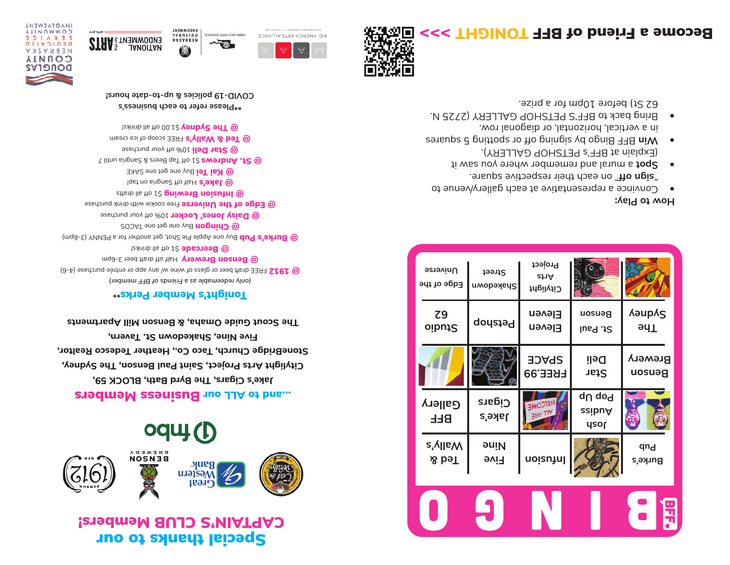# BFF BINGO

| | | | | |
|---|---|---|---|---|
| Burke's Pub | | Infusion | Five Nine | Ted & Wally's |
| | Josh Audsley Pop Up | | Jake's Cigars | BFF Gallery |
| Benson Brewery | Star Deli | FREE.99 SPACE | | |
| The Sydney | St. Paul Benson | Eleven Eleven | Petshop | Studio 62 |
| | | Citylight Arts Project | Shakedown Street | Edge of the Universe |

**How to Play:**

- Convince a representative at each gallery/venue to **"sign off"** on each their respective square.
- **Spot** a mural and remember where you saw it (Explain at BFF's PETSHOP GALLERY).
- **Win** BFF Bingo by signing off or spotting 5 squares in a vertical, horizontal, or diagonal row.
- Bring back to BFF'S PETSHOP GALLERY (2725 N. 62 St) before 10pm for a prize.

## Become a Friend of BFF TONIGHT >>>

## Special thanks to our CAPTAIN'S CLUB Members!

## ...and to ALL our Business Members

Jake's Cigars, The Byrd Bath, BLOCK 59, Citylight Arts Project, Saint Paul Benson, The Sydney, StoneBridge Church, Taco Co., Heather Tedesco Realtor, Five Nine, Shakedown St. Tavern, The Scout Guide Omaha, & Benson Mill Apartments

## Tonight's Member Perks**

*(only redeemable as a Friends of BFF member)*

- @ **1912** FREE draft beer or glass of wine w/ any app or entrée purchase (4-6)
- @ **Benson Brewery** Half off draft beer 3-6pm
- @ **Beercade** $1 off all drinks!
- @ **Burke's Pub** Buy one Apple Pie Shot, get another for a PENNY (3-6pm)
- @ **Chingon** Buy one get one TACOS
- @ **Daisy Jones' Locker** 10% off your purchase
- @ **Edge of the Universe** Free cookie with drink purchase
- @ **Infusion Brewing** $1 off all drafts
- @ **Jake's** Half off Sangria on tap!
- @ **Kai Tei** Buy one get one SAKE
- @ **St. Andrews** $1 off Tap Beers & Sangria until 7
- @ **Star Deli** 10% off your purchase
- @ **Ted & Wally's** FREE scoop of ice cream
- @ **The Sydney** $1.00 off all drinks!

**Please refer to each business's COVID-19 policies & up-to-date hours!

NATIONAL ENDOWMENT for the ARTS arts.gov

NEBRASKA CULTURAL ENDOWMENT

NEBRASKA ARTS COUNCIL

MID-AMERICA ARTS ALLIANCE

DOUGLAS COUNTY NEBRASKA DEDICATED SERVICE COMMUNITY INVOLVEMENT